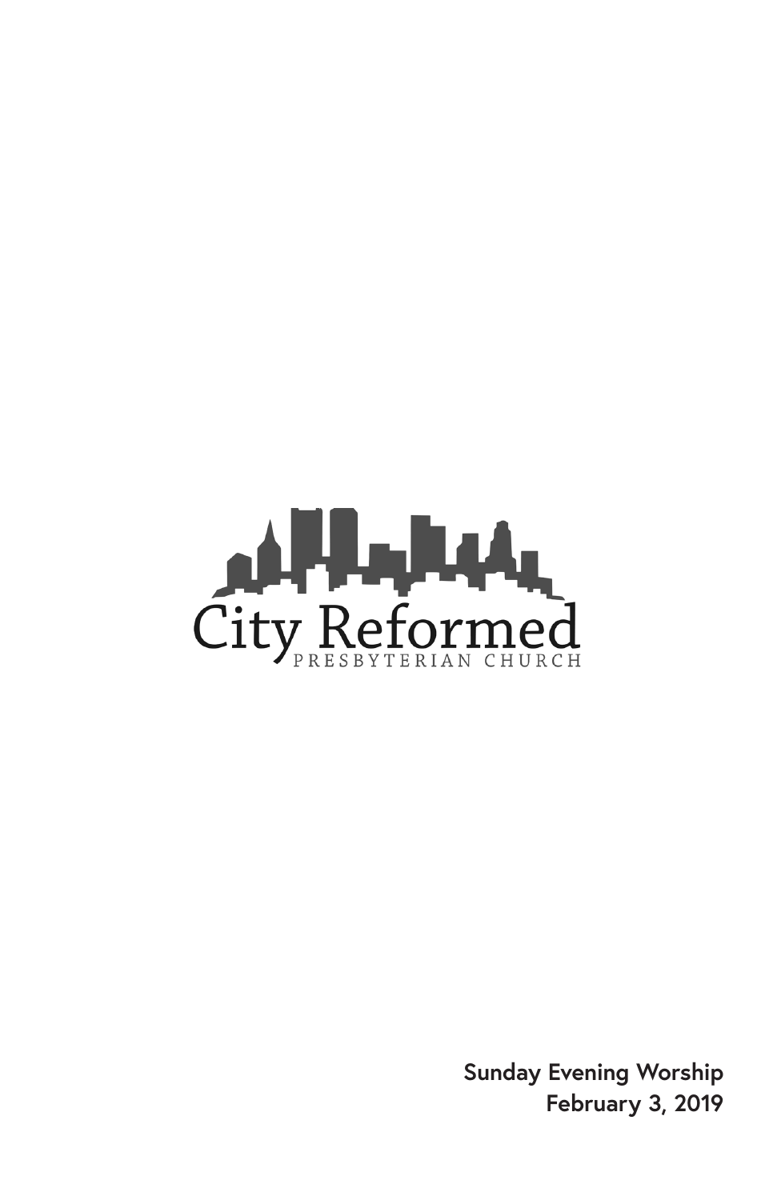City Reformed

PRESBYTERIAN CHURCH

**Sunday Evening Worship**
**February 3, 2019**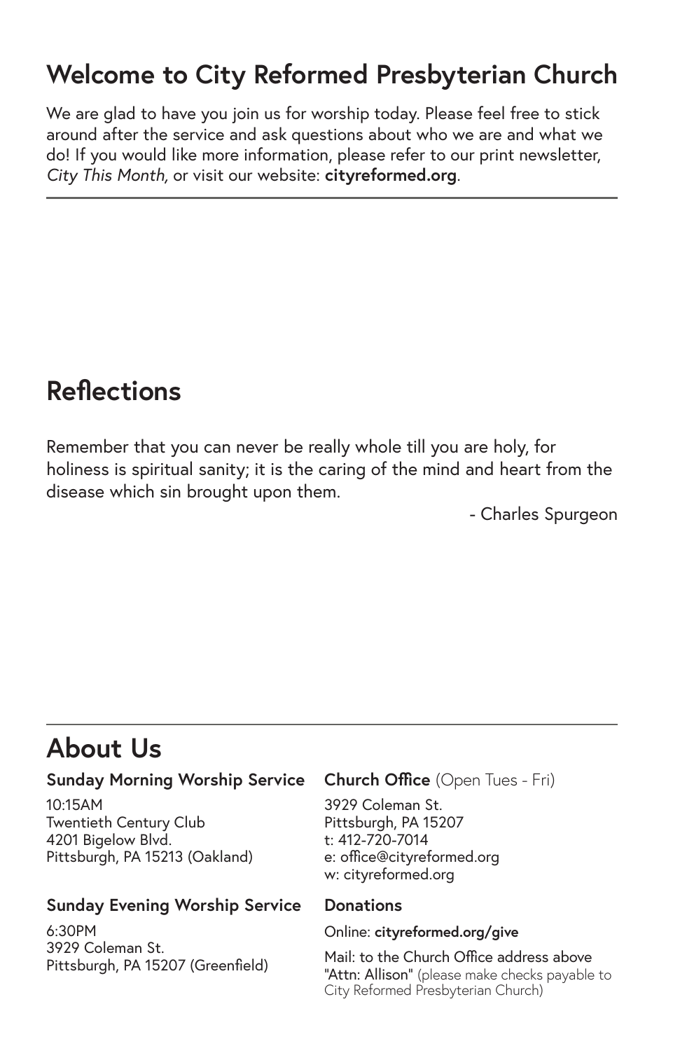## Welcome to City Reformed Presbyterian Church

We are glad to have you join us for worship today. Please feel free to stick around after the service and ask questions about who we are and what we do! If you would like more information, please refer to our print newsletter, *City This Month,* or visit our website: **cityreformed.org**.

---

## Reflections

Remember that you can never be really whole till you are holy, for holiness is spiritual sanity; it is the caring of the mind and heart from the disease which sin brought upon them.

- Charles Spurgeon

---

## About Us

**Sunday Morning Worship Service**

10:15AM
Twentieth Century Club
4201 Bigelow Blvd.
Pittsburgh, PA 15213 (Oakland)

**Sunday Evening Worship Service**

6:30PM
3929 Coleman St.
Pittsburgh, PA 15207 (Greenfield)

**Church Office** (Open Tues - Fri)

3929 Coleman St.
Pittsburgh, PA 15207
t: 412-720-7014
e: office@cityreformed.org
w: cityreformed.org

**Donations**

Online: **cityreformed.org/give**

Mail: to the Church Office address above "Attn: Allison" (please make checks payable to City Reformed Presbyterian Church)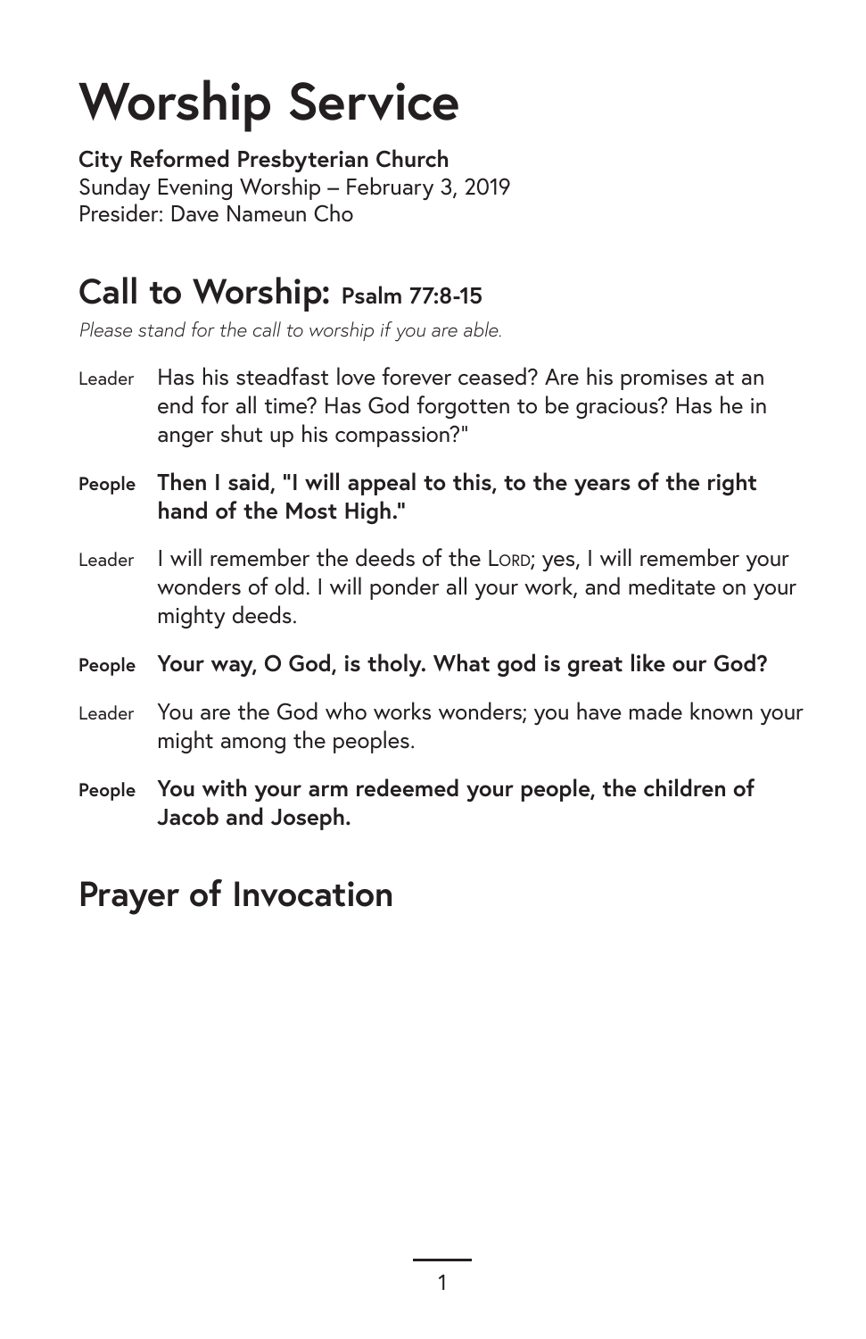# Worship Service

**City Reformed Presbyterian Church**
Sunday Evening Worship – February 3, 2019
Presider: Dave Nameun Cho

## Call to Worship: Psalm 77:8-15

*Please stand for the call to worship if you are able.*

Leader Has his steadfast love forever ceased? Are his promises at an end for all time? Has God forgotten to be gracious? Has he in anger shut up his compassion?"

**People Then I said, "I will appeal to this, to the years of the right hand of the Most High."**

Leader I will remember the deeds of the LORD; yes, I will remember your wonders of old. I will ponder all your work, and meditate on your mighty deeds.

**People Your way, O God, is tholy. What god is great like our God?**

Leader You are the God who works wonders; you have made known your might among the peoples.

**People You with your arm redeemed your people, the children of Jacob and Joseph.**

## Prayer of Invocation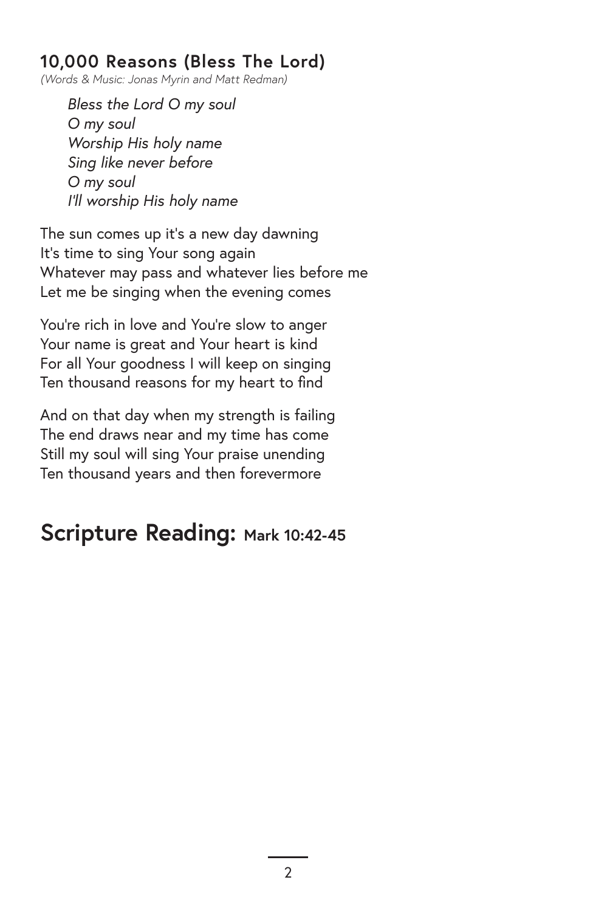### 10,000 Reasons (Bless The Lord)

*(Words & Music: Jonas Myrin and Matt Redman)*

*Bless the Lord O my soul*
*O my soul*
*Worship His holy name*
*Sing like never before*
*O my soul*
*I'll worship His holy name*

The sun comes up it's a new day dawning
It's time to sing Your song again
Whatever may pass and whatever lies before me
Let me be singing when the evening comes

You're rich in love and You're slow to anger
Your name is great and Your heart is kind
For all Your goodness I will keep on singing
Ten thousand reasons for my heart to find

And on that day when my strength is failing
The end draws near and my time has come
Still my soul will sing Your praise unending
Ten thousand years and then forevermore

## Scripture Reading: Mark 10:42-45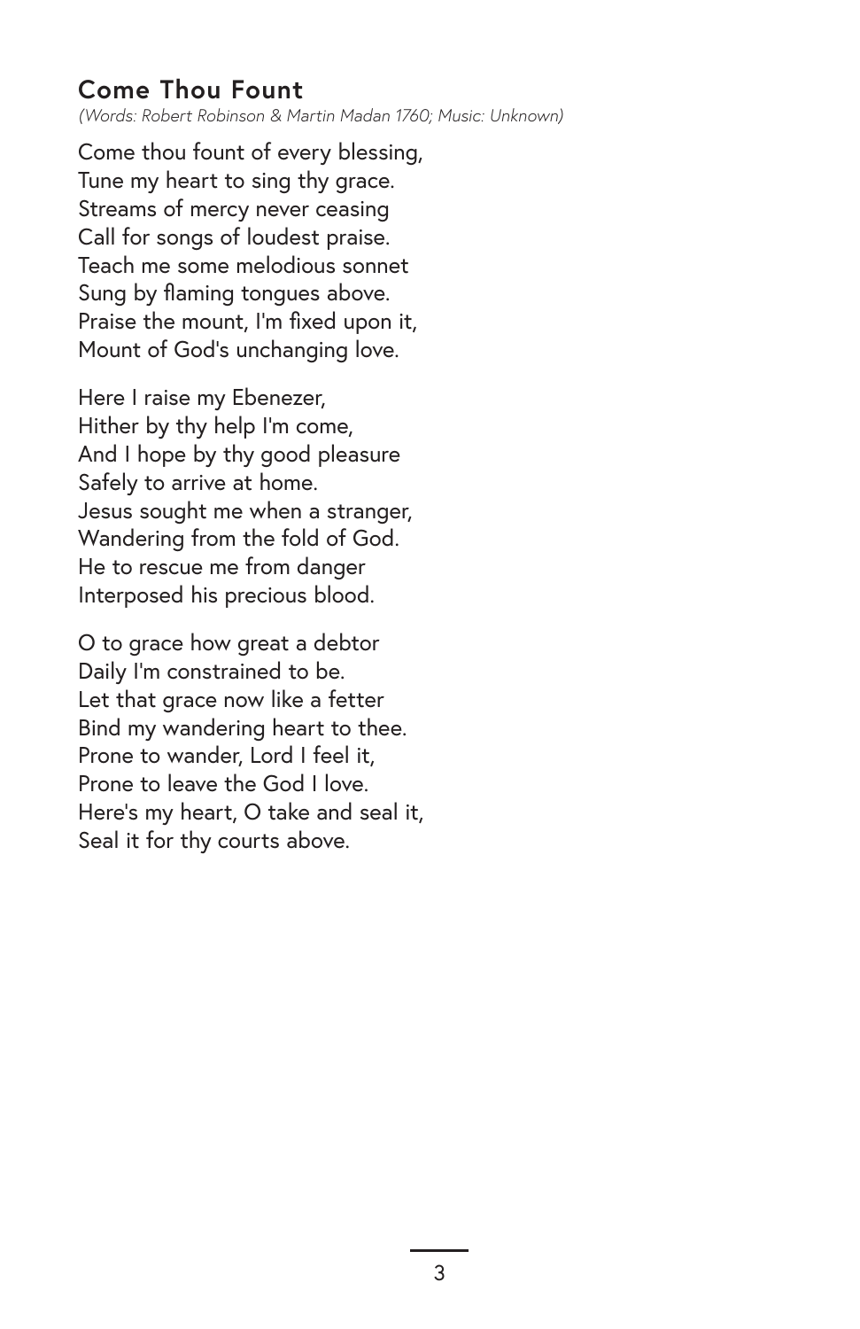## Come Thou Fount

*(Words: Robert Robinson & Martin Madan 1760; Music: Unknown)*

Come thou fount of every blessing,
Tune my heart to sing thy grace.
Streams of mercy never ceasing
Call for songs of loudest praise.
Teach me some melodious sonnet
Sung by flaming tongues above.
Praise the mount, I'm fixed upon it,
Mount of God's unchanging love.

Here I raise my Ebenezer,
Hither by thy help I'm come,
And I hope by thy good pleasure
Safely to arrive at home.
Jesus sought me when a stranger,
Wandering from the fold of God.
He to rescue me from danger
Interposed his precious blood.

O to grace how great a debtor
Daily I'm constrained to be.
Let that grace now like a fetter
Bind my wandering heart to thee.
Prone to wander, Lord I feel it,
Prone to leave the God I love.
Here's my heart, O take and seal it,
Seal it for thy courts above.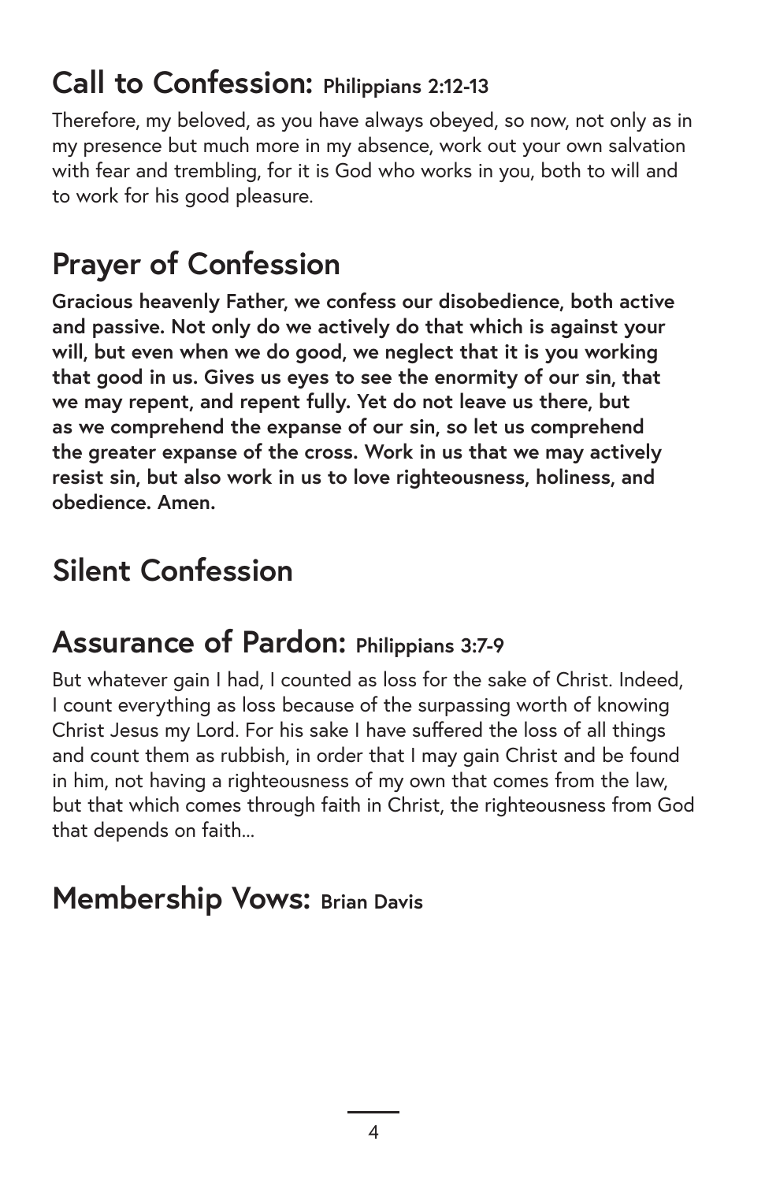## Call to Confession: Philippians 2:12-13

Therefore, my beloved, as you have always obeyed, so now, not only as in my presence but much more in my absence, work out your own salvation with fear and trembling, for it is God who works in you, both to will and to work for his good pleasure.

## Prayer of Confession

**Gracious heavenly Father, we confess our disobedience, both active and passive. Not only do we actively do that which is against your will, but even when we do good, we neglect that it is you working that good in us. Gives us eyes to see the enormity of our sin, that we may repent, and repent fully. Yet do not leave us there, but as we comprehend the expanse of our sin, so let us comprehend the greater expanse of the cross. Work in us that we may actively resist sin, but also work in us to love righteousness, holiness, and obedience. Amen.**

## Silent Confession

## Assurance of Pardon: Philippians 3:7-9

But whatever gain I had, I counted as loss for the sake of Christ. Indeed, I count everything as loss because of the surpassing worth of knowing Christ Jesus my Lord. For his sake I have suffered the loss of all things and count them as rubbish, in order that I may gain Christ and be found in him, not having a righteousness of my own that comes from the law, but that which comes through faith in Christ, the righteousness from God that depends on faith...

## Membership Vows: Brian Davis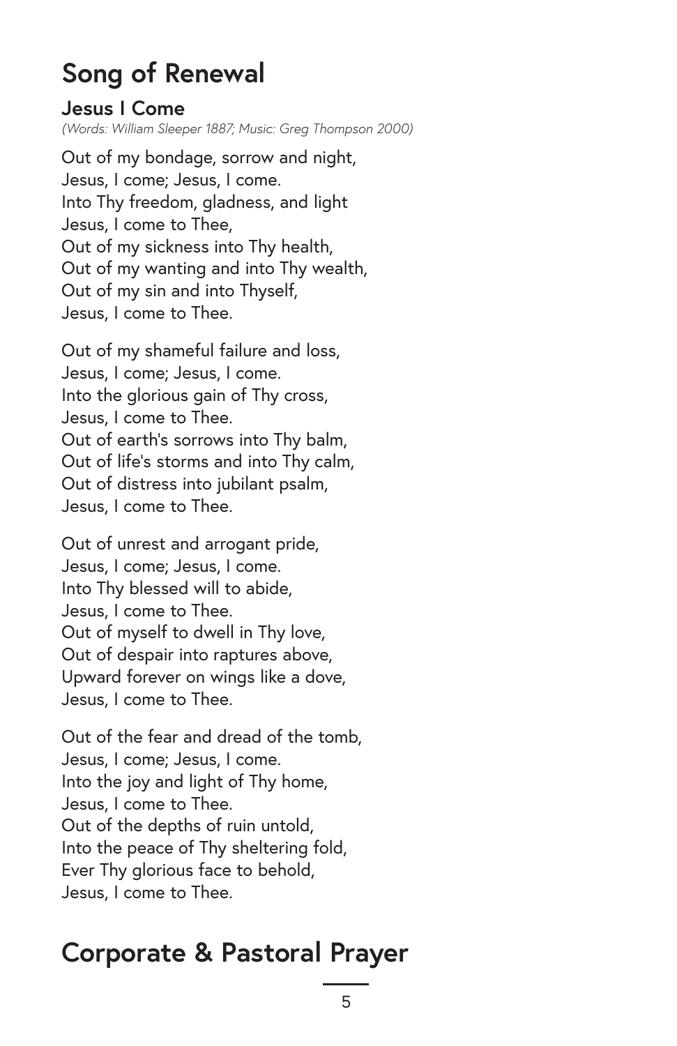# Song of Renewal

### Jesus I Come

*(Words: William Sleeper 1887; Music: Greg Thompson 2000)*

Out of my bondage, sorrow and night,
Jesus, I come; Jesus, I come.
Into Thy freedom, gladness, and light
Jesus, I come to Thee,
Out of my sickness into Thy health,
Out of my wanting and into Thy wealth,
Out of my sin and into Thyself,
Jesus, I come to Thee.

Out of my shameful failure and loss,
Jesus, I come; Jesus, I come.
Into the glorious gain of Thy cross,
Jesus, I come to Thee.
Out of earth's sorrows into Thy balm,
Out of life's storms and into Thy calm,
Out of distress into jubilant psalm,
Jesus, I come to Thee.

Out of unrest and arrogant pride,
Jesus, I come; Jesus, I come.
Into Thy blessed will to abide,
Jesus, I come to Thee.
Out of myself to dwell in Thy love,
Out of despair into raptures above,
Upward forever on wings like a dove,
Jesus, I come to Thee.

Out of the fear and dread of the tomb,
Jesus, I come; Jesus, I come.
Into the joy and light of Thy home,
Jesus, I come to Thee.
Out of the depths of ruin untold,
Into the peace of Thy sheltering fold,
Ever Thy glorious face to behold,
Jesus, I come to Thee.

# Corporate & Pastoral Prayer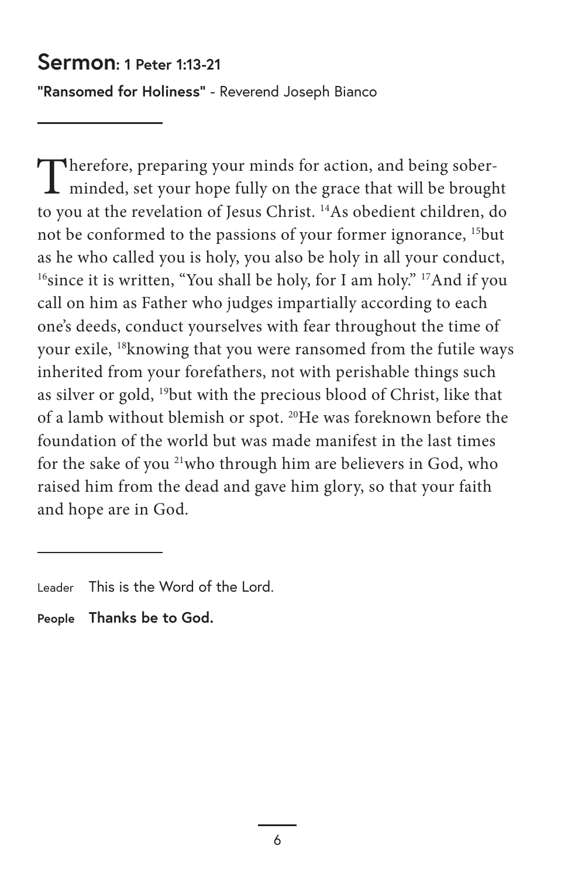## Sermon: 1 Peter 1:13-21

**"Ransomed for Holiness"** - Reverend Joseph Bianco

---

Therefore, preparing your minds for action, and being sober-minded, set your hope fully on the grace that will be brought to you at the revelation of Jesus Christ. [14]As obedient children, do not be conformed to the passions of your former ignorance, [15]but as he who called you is holy, you also be holy in all your conduct, [16]since it is written, "You shall be holy, for I am holy." [17]And if you call on him as Father who judges impartially according to each one's deeds, conduct yourselves with fear throughout the time of your exile, [18]knowing that you were ransomed from the futile ways inherited from your forefathers, not with perishable things such as silver or gold, [19]but with the precious blood of Christ, like that of a lamb without blemish or spot. [20]He was foreknown before the foundation of the world but was made manifest in the last times for the sake of you [21]who through him are believers in God, who raised him from the dead and gave him glory, so that your faith and hope are in God.

---

Leader This is the Word of the Lord.

**People Thanks be to God.**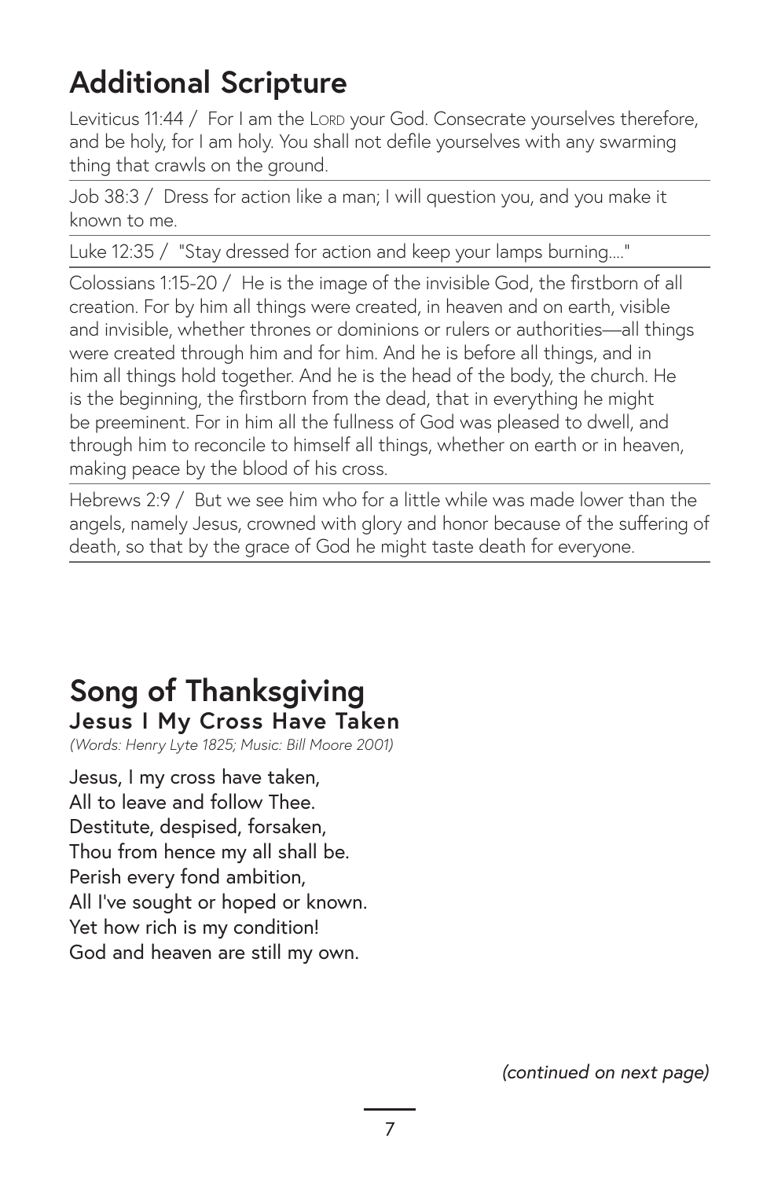## Additional Scripture

Leviticus 11:44 / For I am the Lord your God. Consecrate yourselves therefore, and be holy, for I am holy. You shall not defile yourselves with any swarming thing that crawls on the ground.

Job 38:3 / Dress for action like a man; I will question you, and you make it known to me.

Luke 12:35 / "Stay dressed for action and keep your lamps burning...."

Colossians 1:15-20 / He is the image of the invisible God, the firstborn of all creation. For by him all things were created, in heaven and on earth, visible and invisible, whether thrones or dominions or rulers or authorities—all things were created through him and for him. And he is before all things, and in him all things hold together. And he is the head of the body, the church. He is the beginning, the firstborn from the dead, that in everything he might be preeminent. For in him all the fullness of God was pleased to dwell, and through him to reconcile to himself all things, whether on earth or in heaven, making peace by the blood of his cross.

Hebrews 2:9 / But we see him who for a little while was made lower than the angels, namely Jesus, crowned with glory and honor because of the suffering of death, so that by the grace of God he might taste death for everyone.

## Song of Thanksgiving

### Jesus I My Cross Have Taken

*(Words: Henry Lyte 1825; Music: Bill Moore 2001)*

Jesus, I my cross have taken,
All to leave and follow Thee.
Destitute, despised, forsaken,
Thou from hence my all shall be.
Perish every fond ambition,
All I've sought or hoped or known.
Yet how rich is my condition!
God and heaven are still my own.

*(continued on next page)*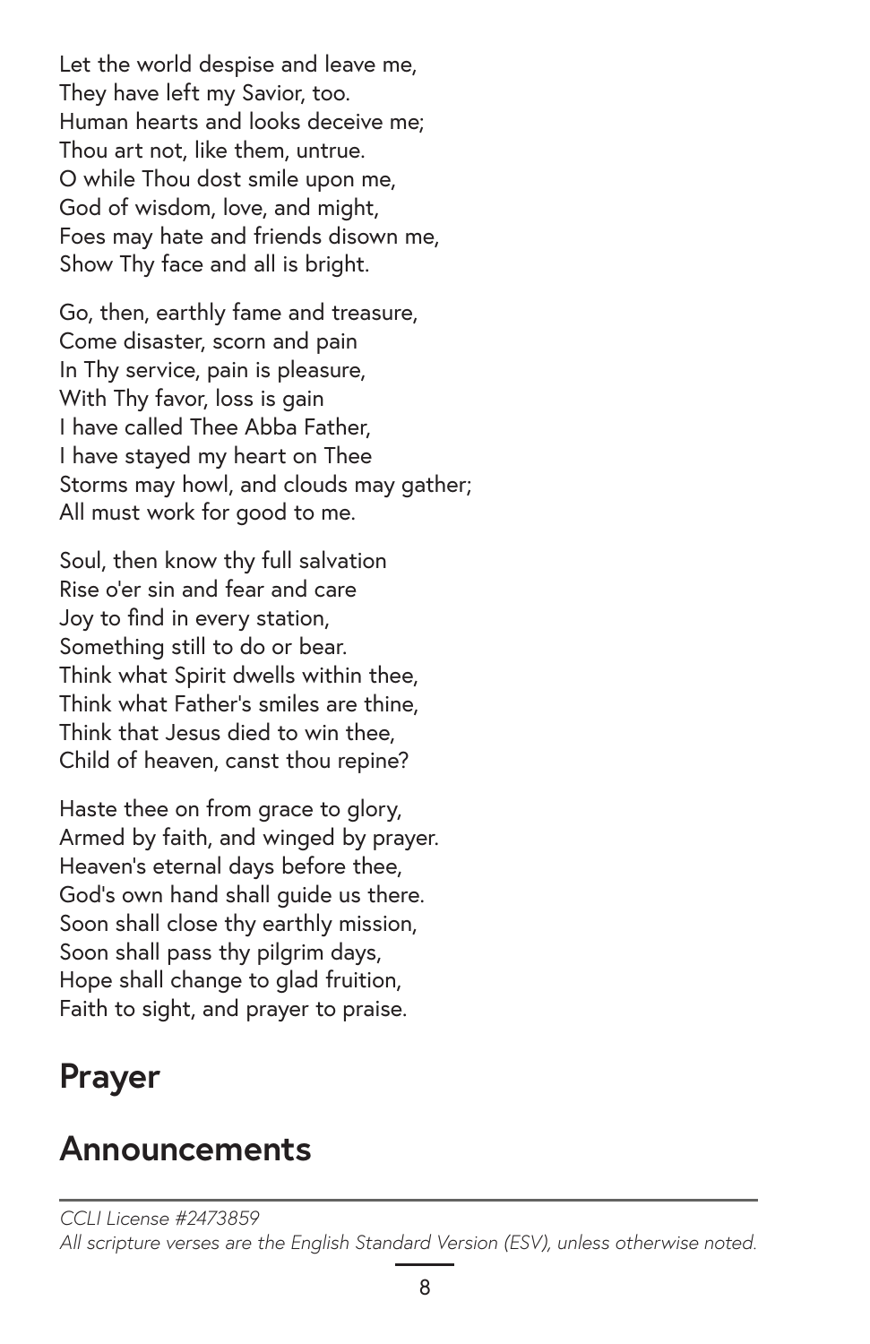Let the world despise and leave me,
They have left my Savior, too.
Human hearts and looks deceive me;
Thou art not, like them, untrue.
O while Thou dost smile upon me,
God of wisdom, love, and might,
Foes may hate and friends disown me,
Show Thy face and all is bright.

Go, then, earthly fame and treasure,
Come disaster, scorn and pain
In Thy service, pain is pleasure,
With Thy favor, loss is gain
I have called Thee Abba Father,
I have stayed my heart on Thee
Storms may howl, and clouds may gather;
All must work for good to me.

Soul, then know thy full salvation
Rise o'er sin and fear and care
Joy to find in every station,
Something still to do or bear.
Think what Spirit dwells within thee,
Think what Father's smiles are thine,
Think that Jesus died to win thee,
Child of heaven, canst thou repine?

Haste thee on from grace to glory,
Armed by faith, and winged by prayer.
Heaven's eternal days before thee,
God's own hand shall guide us there.
Soon shall close thy earthly mission,
Soon shall pass thy pilgrim days,
Hope shall change to glad fruition,
Faith to sight, and prayer to praise.

## Prayer

## Announcements

---

*CCLI License #2473859*
*All scripture verses are the English Standard Version (ESV), unless otherwise noted.*